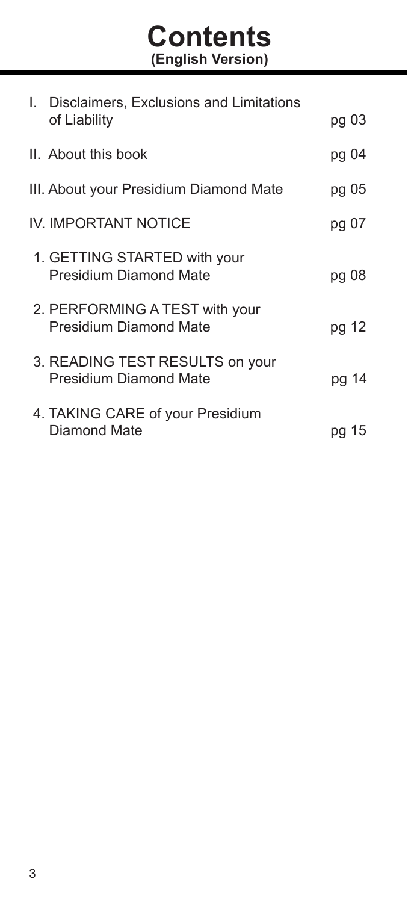# Contents
**(English Version)**

| | |
|---|---|
| I. Disclaimers, Exclusions and Limitations of Liability | pg 03 |
| II. About this book | pg 04 |
| III. About your Presidium Diamond Mate | pg 05 |
| IV. IMPORTANT NOTICE | pg 07 |
| 1. GETTING STARTED with your Presidium Diamond Mate | pg 08 |
| 2. PERFORMING A TEST with your Presidium Diamond Mate | pg 12 |
| 3. READING TEST RESULTS on your Presidium Diamond Mate | pg 14 |
| 4. TAKING CARE of your Presidium Diamond Mate | pg 15 |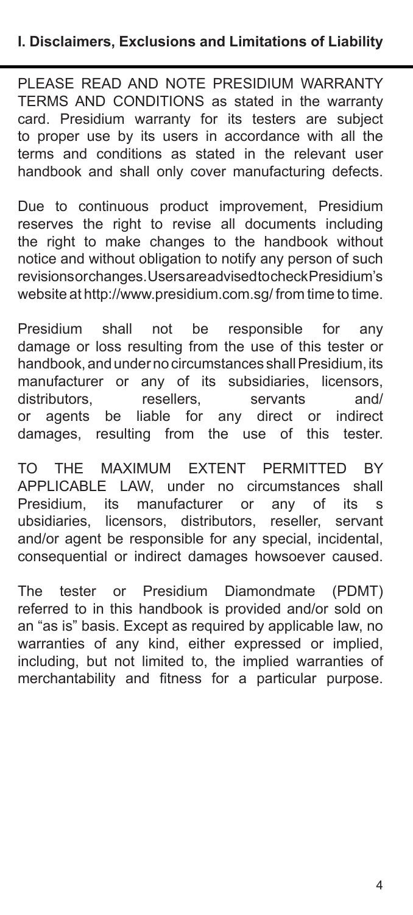## I. Disclaimers, Exclusions and Limitations of Liability

PLEASE READ AND NOTE PRESIDIUM WARRANTY TERMS AND CONDITIONS as stated in the warranty card. Presidium warranty for its testers are subject to proper use by its users in accordance with all the terms and conditions as stated in the relevant user handbook and shall only cover manufacturing defects.

Due to continuous product improvement, Presidium reserves the right to revise all documents including the right to make changes to the handbook without notice and without obligation to notify any person of such revisions or changes. Users are advised to check Presidium's website at http://www.presidium.com.sg/ from time to time.

Presidium shall not be responsible for any damage or loss resulting from the use of this tester or handbook, and under no circumstances shall Presidium, its manufacturer or any of its subsidiaries, licensors, distributors, resellers, servants and/or agents be liable for any direct or indirect damages, resulting from the use of this tester.

TO THE MAXIMUM EXTENT PERMITTED BY APPLICABLE LAW, under no circumstances shall Presidium, its manufacturer or any of its s ubsidiaries, licensors, distributors, reseller, servant and/or agent be responsible for any special, incidental, consequential or indirect damages howsoever caused.

The tester or Presidium Diamondmate (PDMT) referred to in this handbook is provided and/or sold on an "as is" basis. Except as required by applicable law, no warranties of any kind, either expressed or implied, including, but not limited to, the implied warranties of merchantability and fitness for a particular purpose.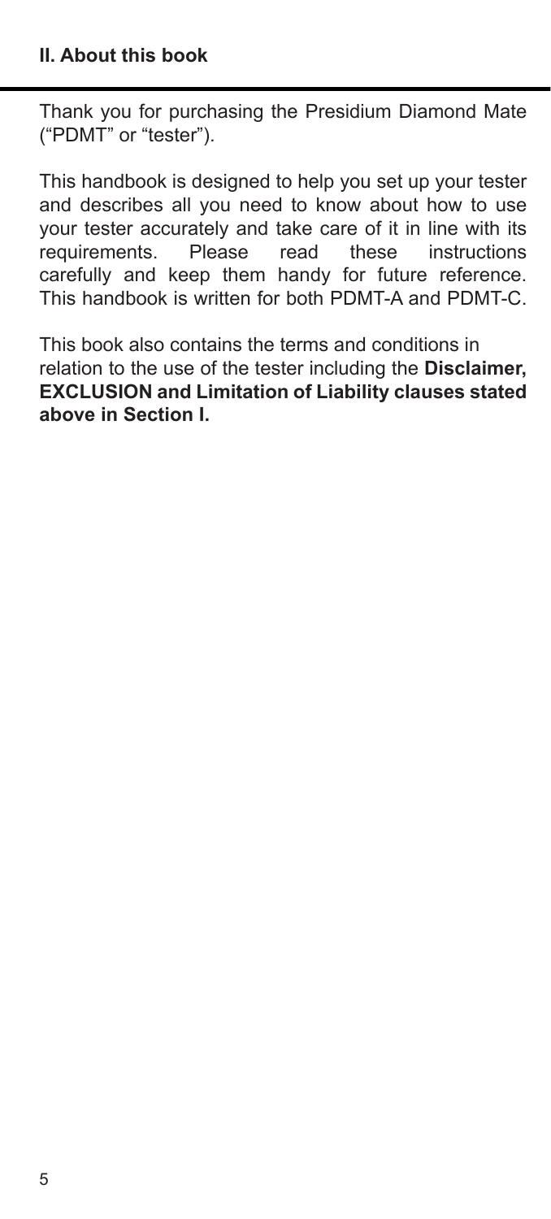## II. About this book

Thank you for purchasing the Presidium Diamond Mate ("PDMT" or "tester").

This handbook is designed to help you set up your tester and describes all you need to know about how to use your tester accurately and take care of it in line with its requirements. Please read these instructions carefully and keep them handy for future reference. This handbook is written for both PDMT-A and PDMT-C.

This book also contains the terms and conditions in relation to the use of the tester including the **Disclaimer, EXCLUSION and Limitation of Liability clauses stated above in Section I.**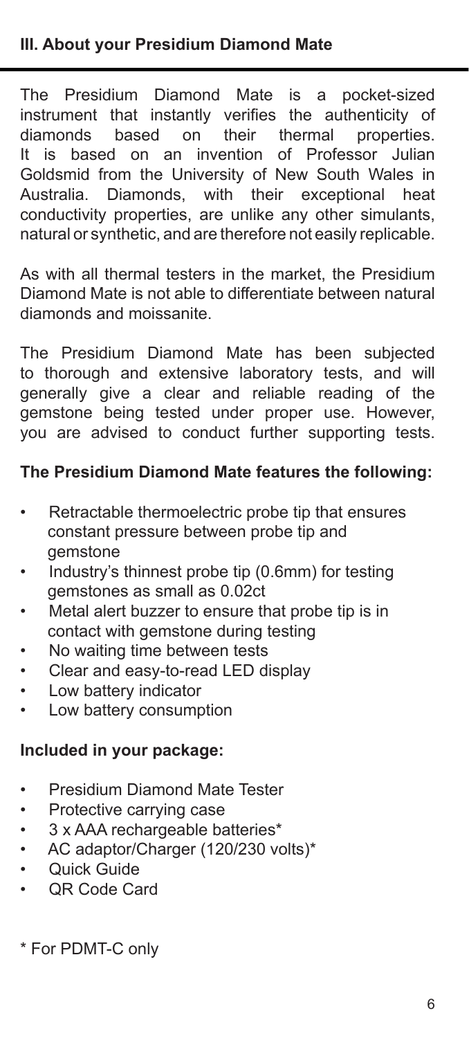## III. About your Presidium Diamond Mate

The Presidium Diamond Mate is a pocket-sized instrument that instantly verifies the authenticity of diamonds based on their thermal properties. It is based on an invention of Professor Julian Goldsmid from the University of New South Wales in Australia. Diamonds, with their exceptional heat conductivity properties, are unlike any other simulants, natural or synthetic, and are therefore not easily replicable.

As with all thermal testers in the market, the Presidium Diamond Mate is not able to differentiate between natural diamonds and moissanite.

The Presidium Diamond Mate has been subjected to thorough and extensive laboratory tests, and will generally give a clear and reliable reading of the gemstone being tested under proper use. However, you are advised to conduct further supporting tests.

**The Presidium Diamond Mate features the following:**

- Retractable thermoelectric probe tip that ensures constant pressure between probe tip and gemstone
- Industry's thinnest probe tip (0.6mm) for testing gemstones as small as 0.02ct
- Metal alert buzzer to ensure that probe tip is in contact with gemstone during testing
- No waiting time between tests
- Clear and easy-to-read LED display
- Low battery indicator
- Low battery consumption

**Included in your package:**

- Presidium Diamond Mate Tester
- Protective carrying case
- 3 x AAA rechargeable batteries*
- AC adaptor/Charger (120/230 volts)*
- Quick Guide
- QR Code Card

\* For PDMT-C only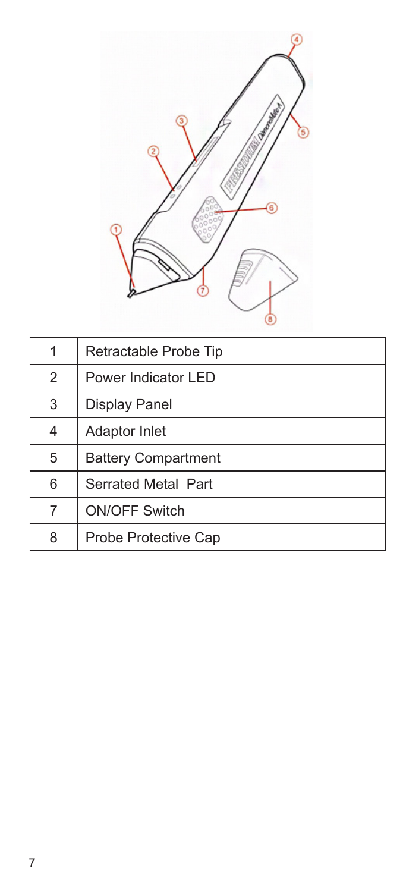| 1 | Retractable Probe Tip |
|---|---|
| 2 | Power Indicator LED |
| 3 | Display Panel |
| 4 | Adaptor Inlet |
| 5 | Battery Compartment |
| 6 | Serrated Metal Part |
| 7 | ON/OFF Switch |
| 8 | Probe Protective Cap |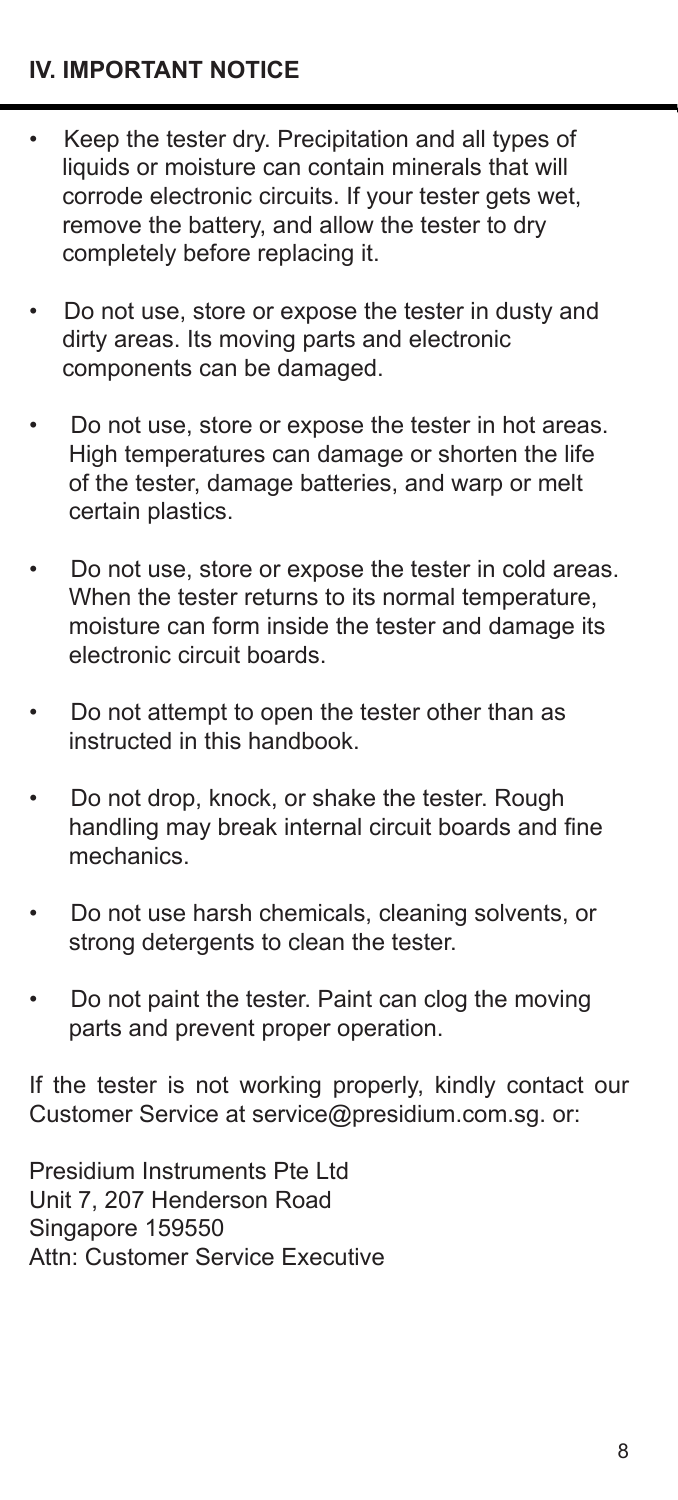## IV. IMPORTANT NOTICE

- Keep the tester dry. Precipitation and all types of liquids or moisture can contain minerals that will corrode electronic circuits. If your tester gets wet, remove the battery, and allow the tester to dry completely before replacing it.
- Do not use, store or expose the tester in dusty and dirty areas. Its moving parts and electronic components can be damaged.
- Do not use, store or expose the tester in hot areas. High temperatures can damage or shorten the life of the tester, damage batteries, and warp or melt certain plastics.
- Do not use, store or expose the tester in cold areas. When the tester returns to its normal temperature, moisture can form inside the tester and damage its electronic circuit boards.
- Do not attempt to open the tester other than as instructed in this handbook.
- Do not drop, knock, or shake the tester. Rough handling may break internal circuit boards and fine mechanics.
- Do not use harsh chemicals, cleaning solvents, or strong detergents to clean the tester.
- Do not paint the tester. Paint can clog the moving parts and prevent proper operation.

If the tester is not working properly, kindly contact our Customer Service at service@presidium.com.sg. or:

Presidium Instruments Pte Ltd
Unit 7, 207 Henderson Road
Singapore 159550
Attn: Customer Service Executive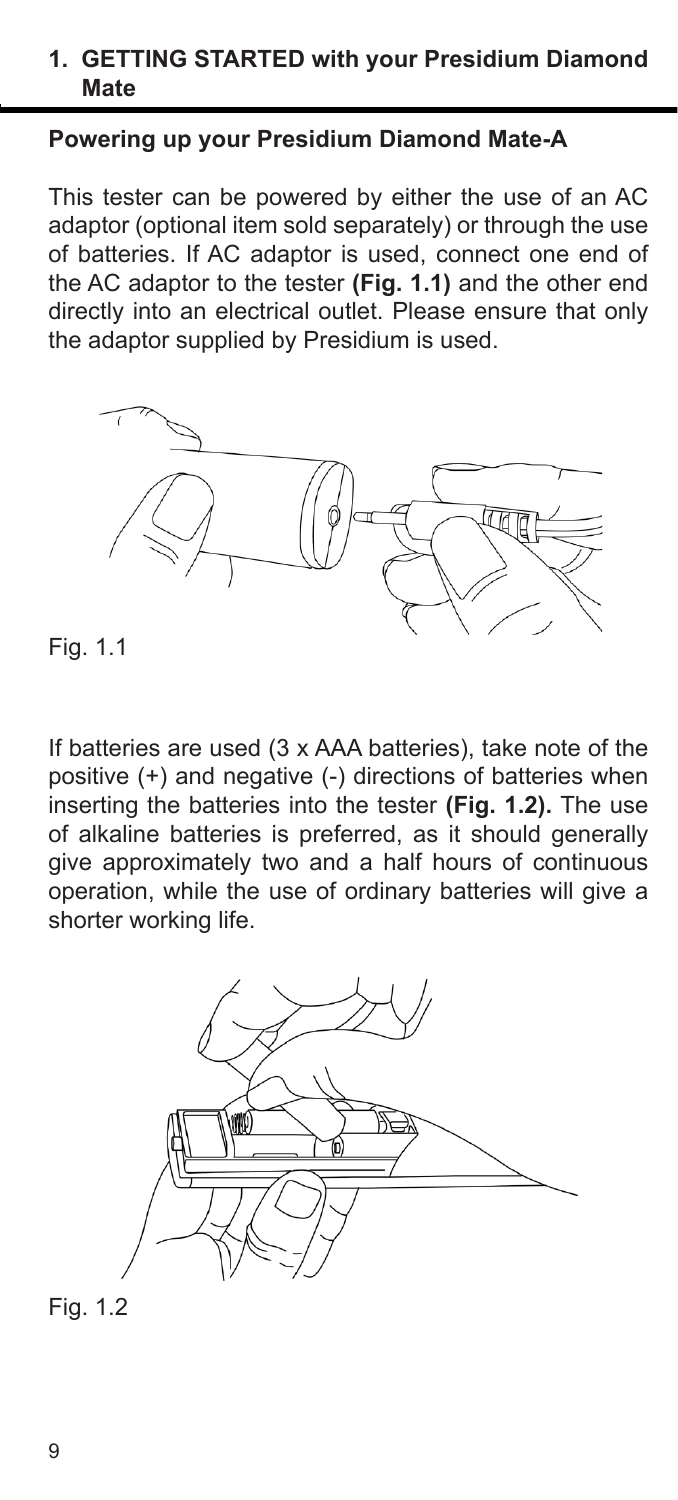## 1. GETTING STARTED with your Presidium Diamond Mate

### Powering up your Presidium Diamond Mate-A

This tester can be powered by either the use of an AC adaptor (optional item sold separately) or through the use of batteries. If AC adaptor is used, connect one end of the AC adaptor to the tester **(Fig. 1.1)** and the other end directly into an electrical outlet. Please ensure that only the adaptor supplied by Presidium is used.

Fig. 1.1

If batteries are used (3 x AAA batteries), take note of the positive (+) and negative (-) directions of batteries when inserting the batteries into the tester **(Fig. 1.2).** The use of alkaline batteries is preferred, as it should generally give approximately two and a half hours of continuous operation, while the use of ordinary batteries will give a shorter working life.

Fig. 1.2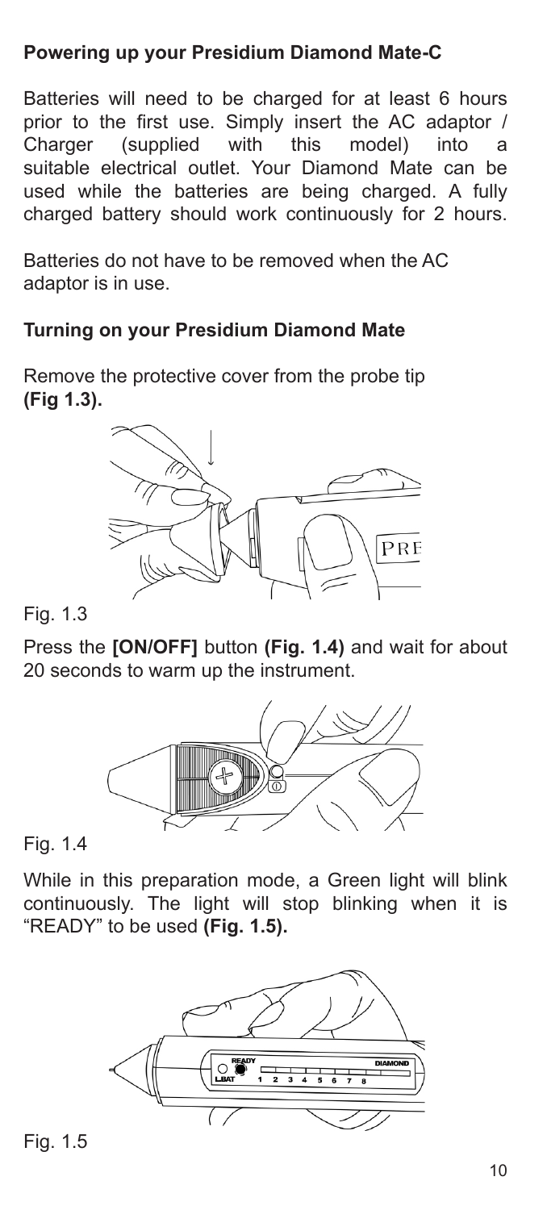### Powering up your Presidium Diamond Mate-C

Batteries will need to be charged for at least 6 hours prior to the first use. Simply insert the AC adaptor / Charger (supplied with this model) into a suitable electrical outlet. Your Diamond Mate can be used while the batteries are being charged. A fully charged battery should work continuously for 2 hours.

Batteries do not have to be removed when the AC adaptor is in use.

### Turning on your Presidium Diamond Mate

Remove the protective cover from the probe tip **(Fig 1.3).**

Fig. 1.3

Press the **[ON/OFF]** button **(Fig. 1.4)** and wait for about 20 seconds to warm up the instrument.

Fig. 1.4

While in this preparation mode, a Green light will blink continuously. The light will stop blinking when it is "READY" to be used **(Fig. 1.5).**

Fig. 1.5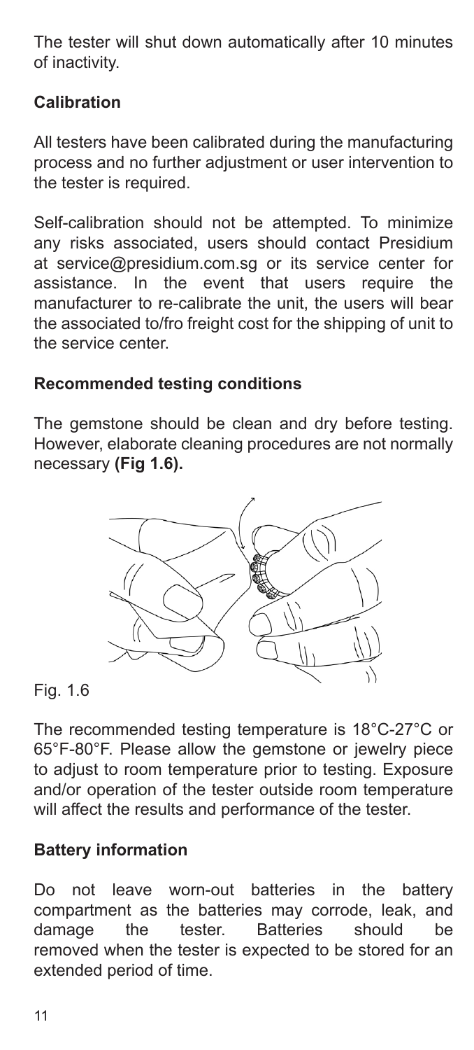The tester will shut down automatically after 10 minutes of inactivity.

### Calibration

All testers have been calibrated during the manufacturing process and no further adjustment or user intervention to the tester is required.

Self-calibration should not be attempted. To minimize any risks associated, users should contact Presidium at service@presidium.com.sg or its service center for assistance. In the event that users require the manufacturer to re-calibrate the unit, the users will bear the associated to/fro freight cost for the shipping of unit to the service center.

### Recommended testing conditions

The gemstone should be clean and dry before testing. However, elaborate cleaning procedures are not normally necessary **(Fig 1.6).**

Fig. 1.6

The recommended testing temperature is 18°C-27°C or 65°F-80°F. Please allow the gemstone or jewelry piece to adjust to room temperature prior to testing. Exposure and/or operation of the tester outside room temperature will affect the results and performance of the tester.

### Battery information

Do not leave worn-out batteries in the battery compartment as the batteries may corrode, leak, and damage the tester. Batteries should be removed when the tester is expected to be stored for an extended period of time.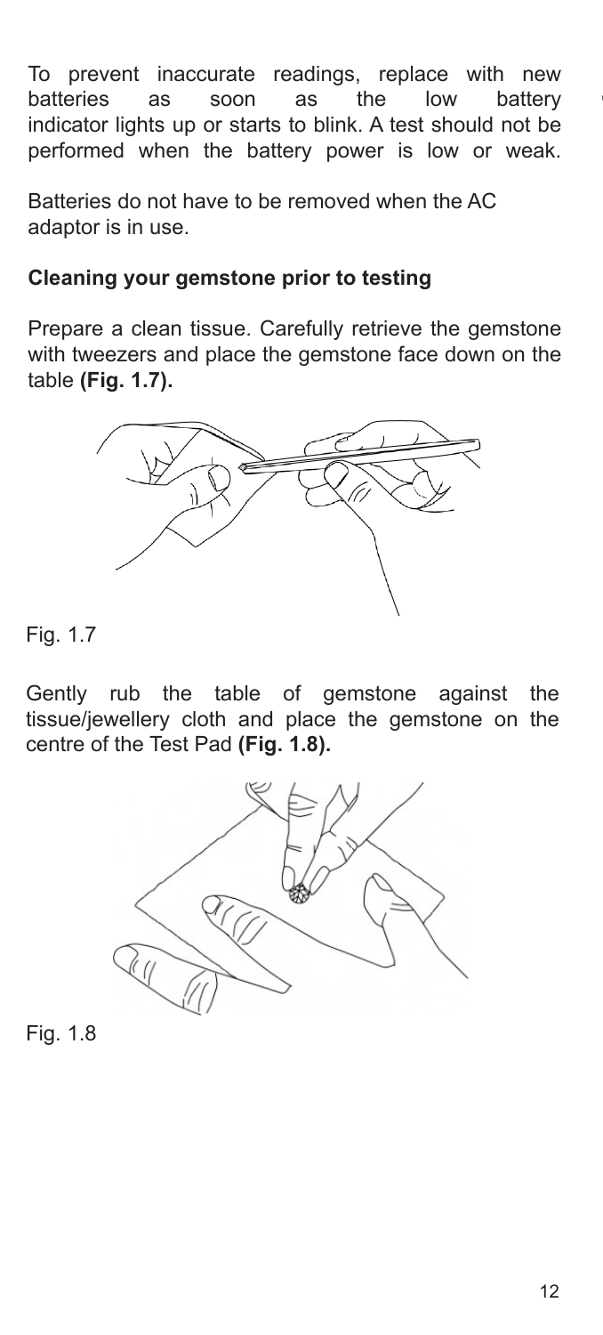To prevent inaccurate readings, replace with new batteries as soon as the low battery indicator lights up or starts to blink. A test should not be performed when the battery power is low or weak.

Batteries do not have to be removed when the AC adaptor is in use.

**Cleaning your gemstone prior to testing**

Prepare a clean tissue. Carefully retrieve the gemstone with tweezers and place the gemstone face down on the table **(Fig. 1.7).**

Fig. 1.7

Gently rub the table of gemstone against the tissue/jewellery cloth and place the gemstone on the centre of the Test Pad **(Fig. 1.8).**

Fig. 1.8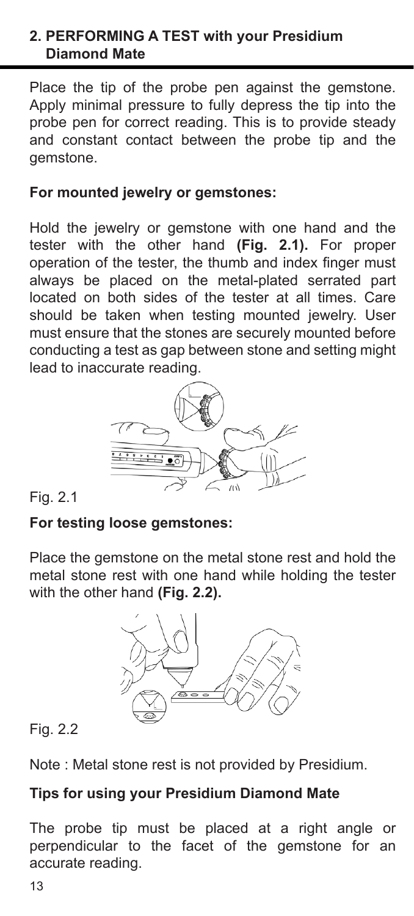## 2. PERFORMING A TEST with your Presidium Diamond Mate

Place the tip of the probe pen against the gemstone. Apply minimal pressure to fully depress the tip into the probe pen for correct reading. This is to provide steady and constant contact between the probe tip and the gemstone.

### For mounted jewelry or gemstones:

Hold the jewelry or gemstone with one hand and the tester with the other hand **(Fig. 2.1).** For proper operation of the tester, the thumb and index finger must always be placed on the metal-plated serrated part located on both sides of the tester at all times. Care should be taken when testing mounted jewelry. User must ensure that the stones are securely mounted before conducting a test as gap between stone and setting might lead to inaccurate reading.

Fig. 2.1

### For testing loose gemstones:

Place the gemstone on the metal stone rest and hold the metal stone rest with one hand while holding the tester with the other hand **(Fig. 2.2).**

Fig. 2.2

Note : Metal stone rest is not provided by Presidium.

### Tips for using your Presidium Diamond Mate

The probe tip must be placed at a right angle or perpendicular to the facet of the gemstone for an accurate reading.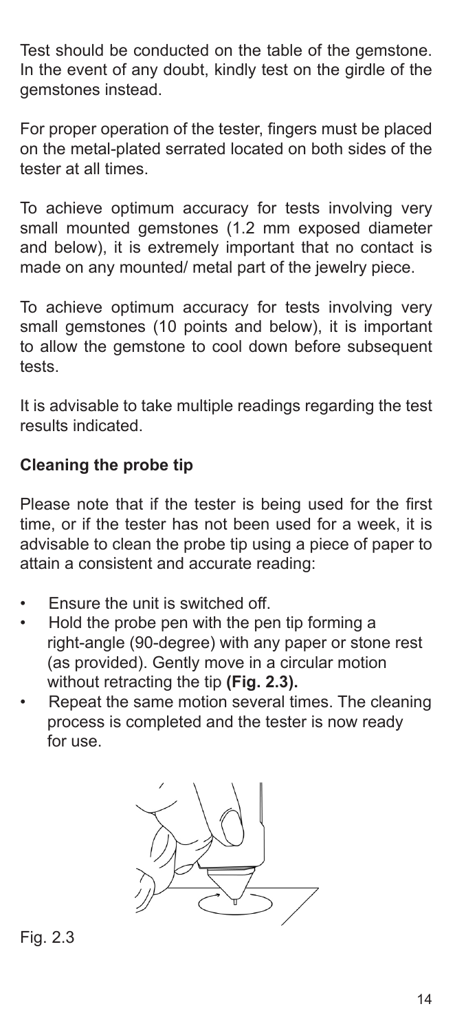Test should be conducted on the table of the gemstone. In the event of any doubt, kindly test on the girdle of the gemstones instead.

For proper operation of the tester, fingers must be placed on the metal-plated serrated located on both sides of the tester at all times.

To achieve optimum accuracy for tests involving very small mounted gemstones (1.2 mm exposed diameter and below), it is extremely important that no contact is made on any mounted/ metal part of the jewelry piece.

To achieve optimum accuracy for tests involving very small gemstones (10 points and below), it is important to allow the gemstone to cool down before subsequent tests.

It is advisable to take multiple readings regarding the test results indicated.

**Cleaning the probe tip**

Please note that if the tester is being used for the first time, or if the tester has not been used for a week, it is advisable to clean the probe tip using a piece of paper to attain a consistent and accurate reading:

- Ensure the unit is switched off.
- Hold the probe pen with the pen tip forming a right-angle (90-degree) with any paper or stone rest (as provided). Gently move in a circular motion without retracting the tip **(Fig. 2.3).**
- Repeat the same motion several times. The cleaning process is completed and the tester is now ready for use.

Fig. 2.3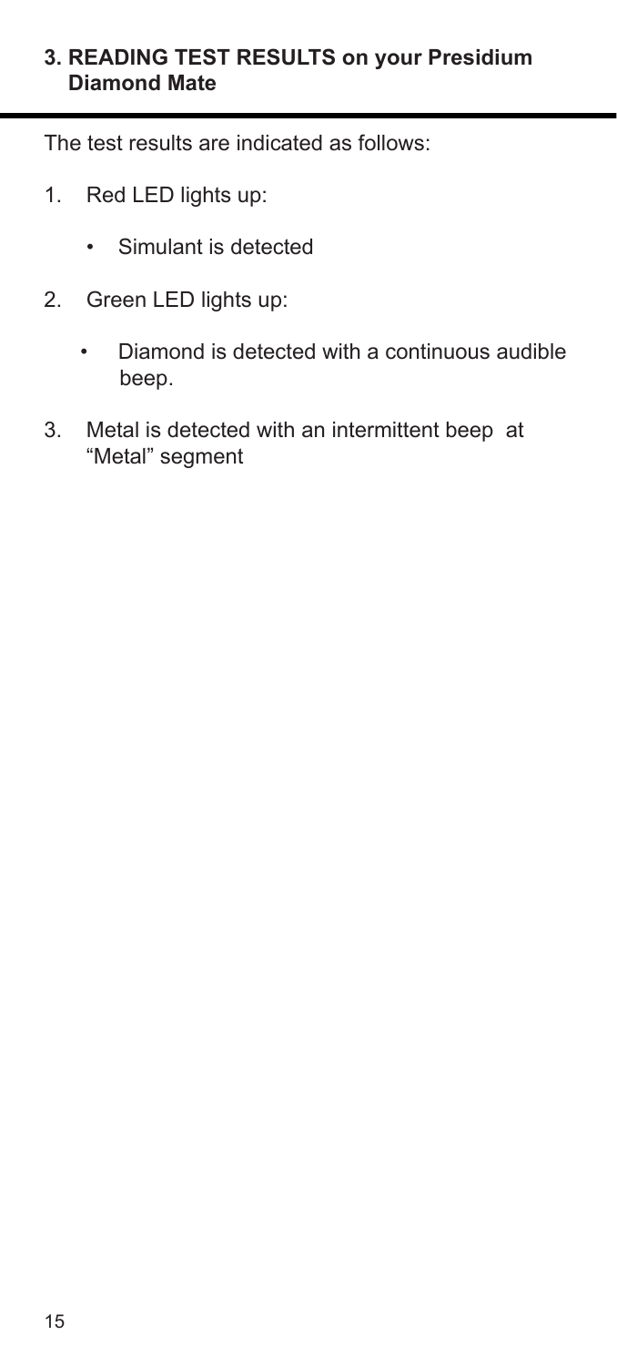## 3. READING TEST RESULTS on your Presidium Diamond Mate

The test results are indicated as follows:

1. Red LED lights up:
    - Simulant is detected
2. Green LED lights up:
    - Diamond is detected with a continuous audible beep.
3. Metal is detected with an intermittent beep at "Metal" segment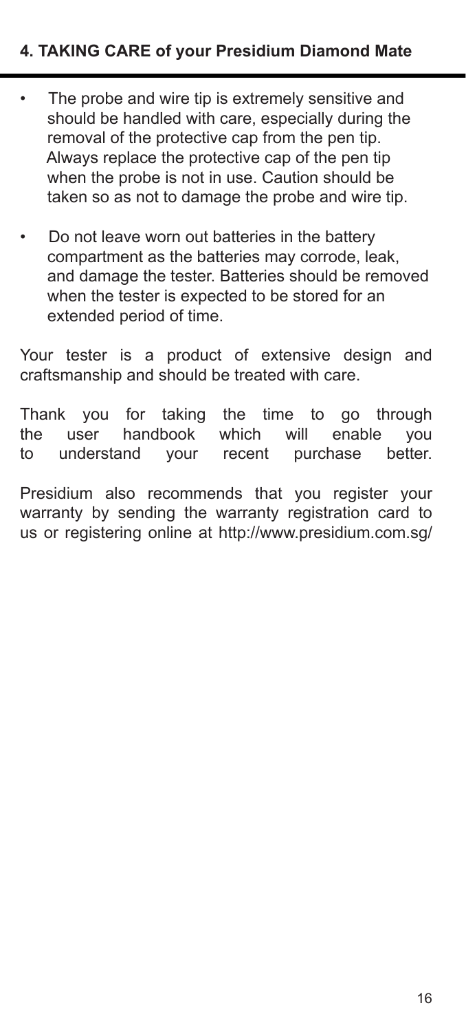## 4. TAKING CARE of your Presidium Diamond Mate

- The probe and wire tip is extremely sensitive and should be handled with care, especially during the removal of the protective cap from the pen tip. Always replace the protective cap of the pen tip when the probe is not in use. Caution should be taken so as not to damage the probe and wire tip.
- Do not leave worn out batteries in the battery compartment as the batteries may corrode, leak, and damage the tester. Batteries should be removed when the tester is expected to be stored for an extended period of time.

Your tester is a product of extensive design and craftsmanship and should be treated with care.

Thank you for taking the time to go through the user handbook which will enable you to understand your recent purchase better.

Presidium also recommends that you register your warranty by sending the warranty registration card to us or registering online at http://www.presidium.com.sg/